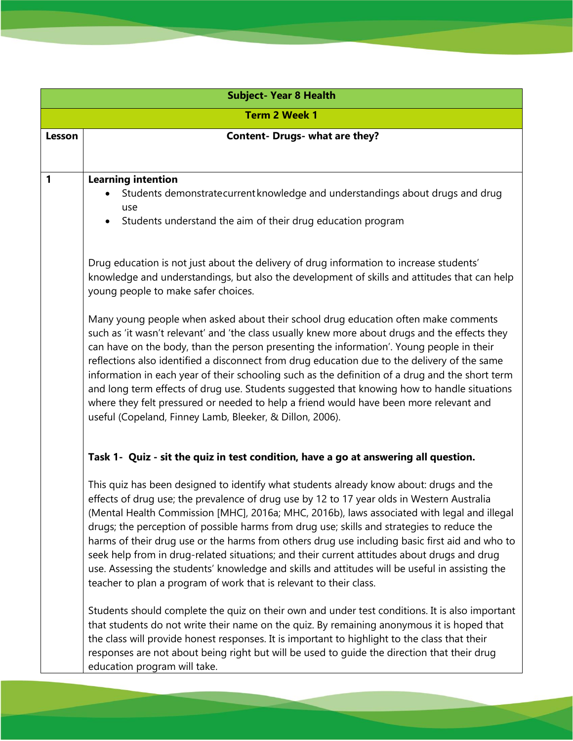| Subject- Year 8 Health | |
|---|---|
| Term 2 Week 1 | |
| **Lesson** | **Content- Drugs- what are they?** |
| **1** | **Learning intention**<br>• Students demonstrate current knowledge and understandings about drugs and drug use<br>• Students understand the aim of their drug education program<br><br>Drug education is not just about the delivery of drug information to increase students' knowledge and understandings, but also the development of skills and attitudes that can help young people to make safer choices.<br><br>Many young people when asked about their school drug education often make comments such as 'it wasn't relevant' and 'the class usually knew more about drugs and the effects they can have on the body, than the person presenting the information'. Young people in their reflections also identified a disconnect from drug education due to the delivery of the same information in each year of their schooling such as the definition of a drug and the short term and long term effects of drug use. Students suggested that knowing how to handle situations where they felt pressured or needed to help a friend would have been more relevant and useful (Copeland, Finney Lamb, Bleeker, & Dillon, 2006).<br><br>**Task 1- Quiz - sit the quiz in test condition, have a go at answering all question.**<br><br>This quiz has been designed to identify what students already know about: drugs and the effects of drug use; the prevalence of drug use by 12 to 17 year olds in Western Australia (Mental Health Commission [MHC], 2016a; MHC, 2016b), laws associated with legal and illegal drugs; the perception of possible harms from drug use; skills and strategies to reduce the harms of their drug use or the harms from others drug use including basic first aid and who to seek help from in drug-related situations; and their current attitudes about drugs and drug use. Assessing the students' knowledge and skills and attitudes will be useful in assisting the teacher to plan a program of work that is relevant to their class.<br><br>Students should complete the quiz on their own and under test conditions. It is also important that students do not write their name on the quiz. By remaining anonymous it is hoped that the class will provide honest responses. It is important to highlight to the class that their responses are not about being right but will be used to guide the direction that their drug education program will take. |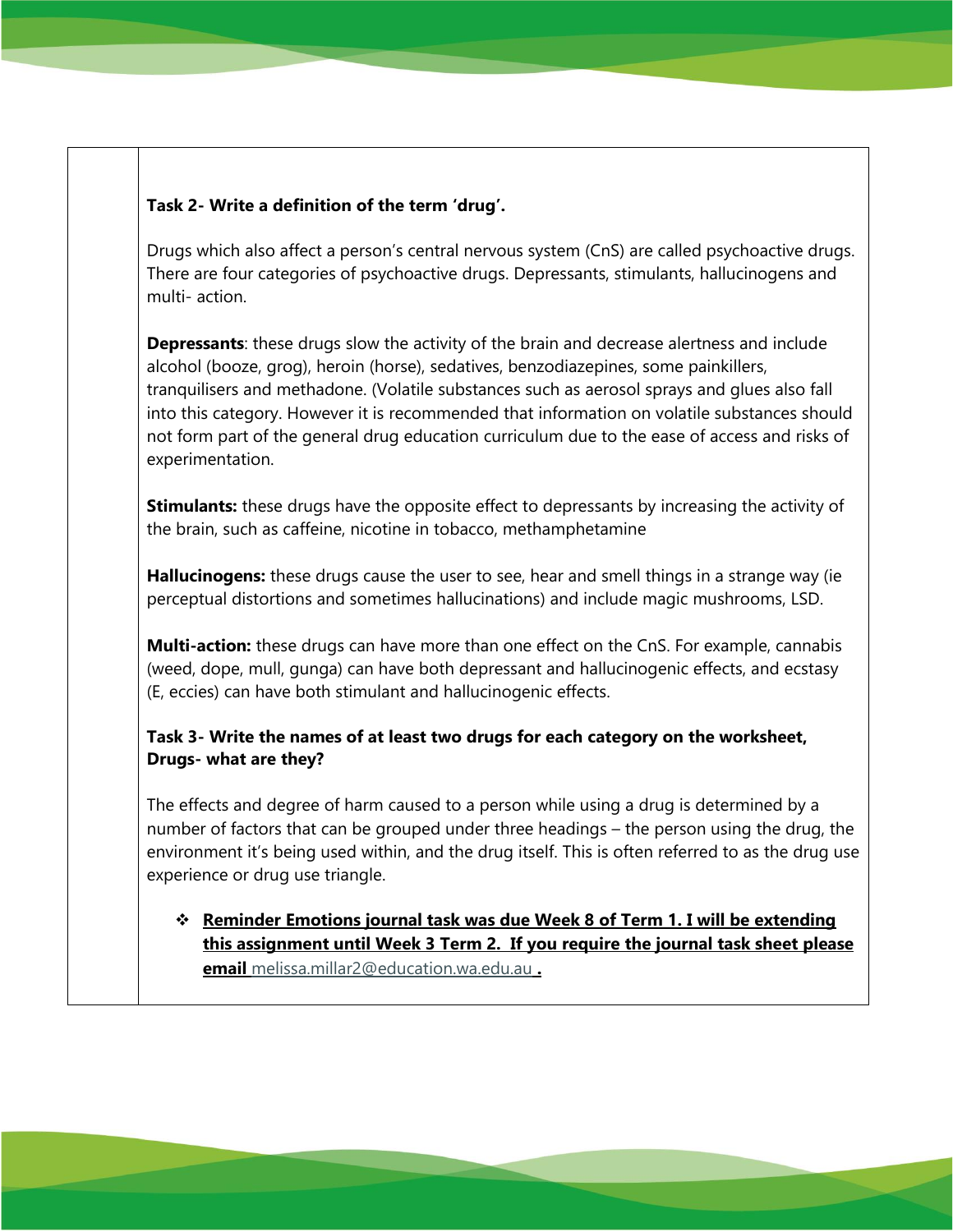**Task 2- Write a definition of the term 'drug'.**

Drugs which also affect a person's central nervous system (CnS) are called psychoactive drugs. There are four categories of psychoactive drugs. Depressants, stimulants, hallucinogens and multi- action.

**Depressants**: these drugs slow the activity of the brain and decrease alertness and include alcohol (booze, grog), heroin (horse), sedatives, benzodiazepines, some painkillers, tranquilisers and methadone. (Volatile substances such as aerosol sprays and glues also fall into this category. However it is recommended that information on volatile substances should not form part of the general drug education curriculum due to the ease of access and risks of experimentation.

**Stimulants:** these drugs have the opposite effect to depressants by increasing the activity of the brain, such as caffeine, nicotine in tobacco, methamphetamine

**Hallucinogens:** these drugs cause the user to see, hear and smell things in a strange way (ie perceptual distortions and sometimes hallucinations) and include magic mushrooms, LSD.

**Multi-action:** these drugs can have more than one effect on the CnS. For example, cannabis (weed, dope, mull, gunga) can have both depressant and hallucinogenic effects, and ecstasy (E, eccies) can have both stimulant and hallucinogenic effects.

**Task 3- Write the names of at least two drugs for each category on the worksheet, Drugs- what are they?**

The effects and degree of harm caused to a person while using a drug is determined by a number of factors that can be grouped under three headings – the person using the drug, the environment it's being used within, and the drug itself. This is often referred to as the drug use experience or drug use triangle.

- **Reminder Emotions journal task was due Week 8 of Term 1. I will be extending this assignment until Week 3 Term 2. If you require the journal task sheet please email** melissa.millar2@education.wa.edu.au **.**